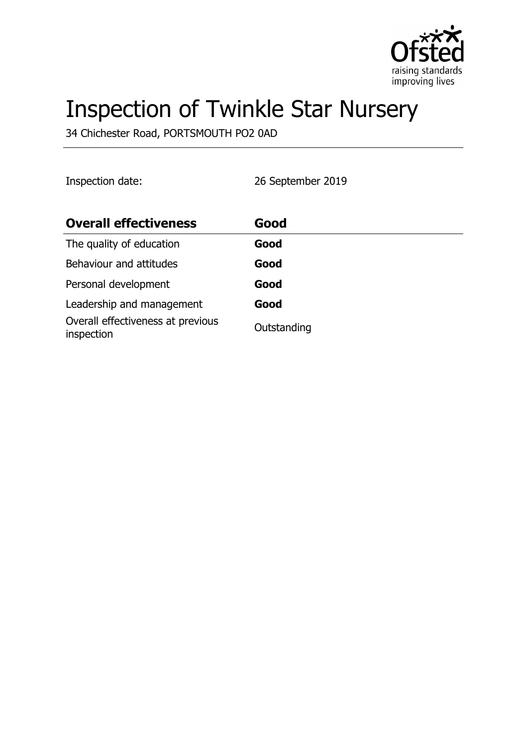# Inspection of Twinkle Star Nursery

34 Chichester Road, PORTSMOUTH PO2 0AD

Inspection date: 26 September 2019

| **Overall effectiveness** | **Good** |
| --- | --- |
| The quality of education | **Good** |
| Behaviour and attitudes | **Good** |
| Personal development | **Good** |
| Leadership and management | **Good** |
| Overall effectiveness at previous inspection | Outstanding |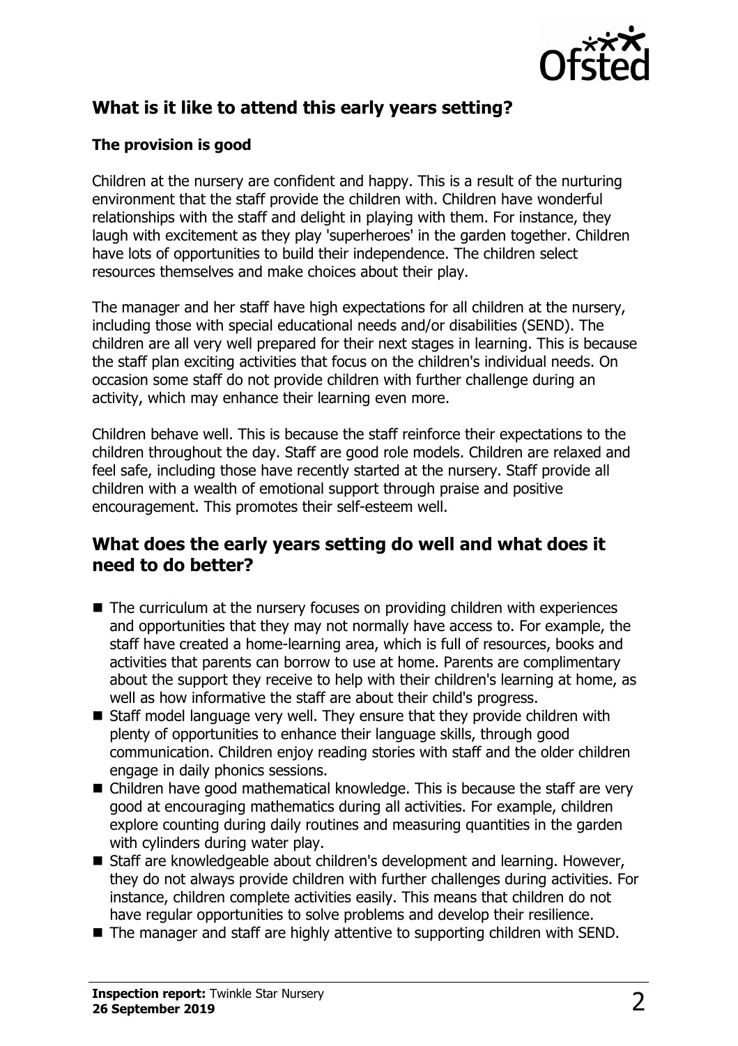## What is it like to attend this early years setting?

### The provision is good

Children at the nursery are confident and happy. This is a result of the nurturing environment that the staff provide the children with. Children have wonderful relationships with the staff and delight in playing with them. For instance, they laugh with excitement as they play 'superheroes' in the garden together. Children have lots of opportunities to build their independence. The children select resources themselves and make choices about their play.

The manager and her staff have high expectations for all children at the nursery, including those with special educational needs and/or disabilities (SEND). The children are all very well prepared for their next stages in learning. This is because the staff plan exciting activities that focus on the children's individual needs. On occasion some staff do not provide children with further challenge during an activity, which may enhance their learning even more.

Children behave well. This is because the staff reinforce their expectations to the children throughout the day. Staff are good role models. Children are relaxed and feel safe, including those have recently started at the nursery. Staff provide all children with a wealth of emotional support through praise and positive encouragement. This promotes their self-esteem well.

## What does the early years setting do well and what does it need to do better?

- The curriculum at the nursery focuses on providing children with experiences and opportunities that they may not normally have access to. For example, the staff have created a home-learning area, which is full of resources, books and activities that parents can borrow to use at home. Parents are complimentary about the support they receive to help with their children's learning at home, as well as how informative the staff are about their child's progress.
- Staff model language very well. They ensure that they provide children with plenty of opportunities to enhance their language skills, through good communication. Children enjoy reading stories with staff and the older children engage in daily phonics sessions.
- Children have good mathematical knowledge. This is because the staff are very good at encouraging mathematics during all activities. For example, children explore counting during daily routines and measuring quantities in the garden with cylinders during water play.
- Staff are knowledgeable about children's development and learning. However, they do not always provide children with further challenges during activities. For instance, children complete activities easily. This means that children do not have regular opportunities to solve problems and develop their resilience.
- The manager and staff are highly attentive to supporting children with SEND.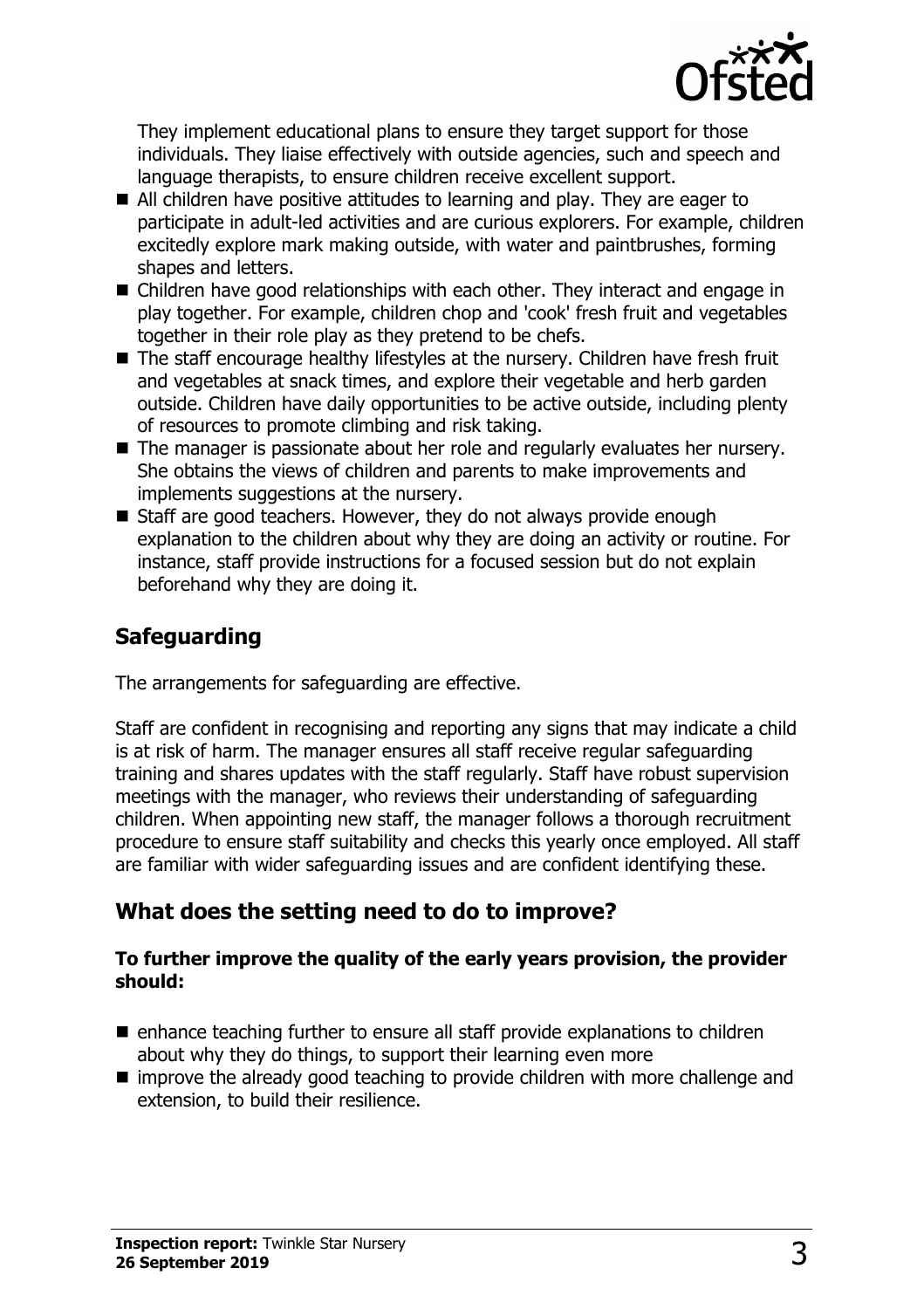They implement educational plans to ensure they target support for those individuals. They liaise effectively with outside agencies, such and speech and language therapists, to ensure children receive excellent support.

- All children have positive attitudes to learning and play. They are eager to participate in adult-led activities and are curious explorers. For example, children excitedly explore mark making outside, with water and paintbrushes, forming shapes and letters.
- Children have good relationships with each other. They interact and engage in play together. For example, children chop and 'cook' fresh fruit and vegetables together in their role play as they pretend to be chefs.
- The staff encourage healthy lifestyles at the nursery. Children have fresh fruit and vegetables at snack times, and explore their vegetable and herb garden outside. Children have daily opportunities to be active outside, including plenty of resources to promote climbing and risk taking.
- The manager is passionate about her role and regularly evaluates her nursery. She obtains the views of children and parents to make improvements and implements suggestions at the nursery.
- Staff are good teachers. However, they do not always provide enough explanation to the children about why they are doing an activity or routine. For instance, staff provide instructions for a focused session but do not explain beforehand why they are doing it.

## Safeguarding

The arrangements for safeguarding are effective.

Staff are confident in recognising and reporting any signs that may indicate a child is at risk of harm. The manager ensures all staff receive regular safeguarding training and shares updates with the staff regularly. Staff have robust supervision meetings with the manager, who reviews their understanding of safeguarding children. When appointing new staff, the manager follows a thorough recruitment procedure to ensure staff suitability and checks this yearly once employed. All staff are familiar with wider safeguarding issues and are confident identifying these.

## What does the setting need to do to improve?

**To further improve the quality of the early years provision, the provider should:**

- enhance teaching further to ensure all staff provide explanations to children about why they do things, to support their learning even more
- improve the already good teaching to provide children with more challenge and extension, to build their resilience.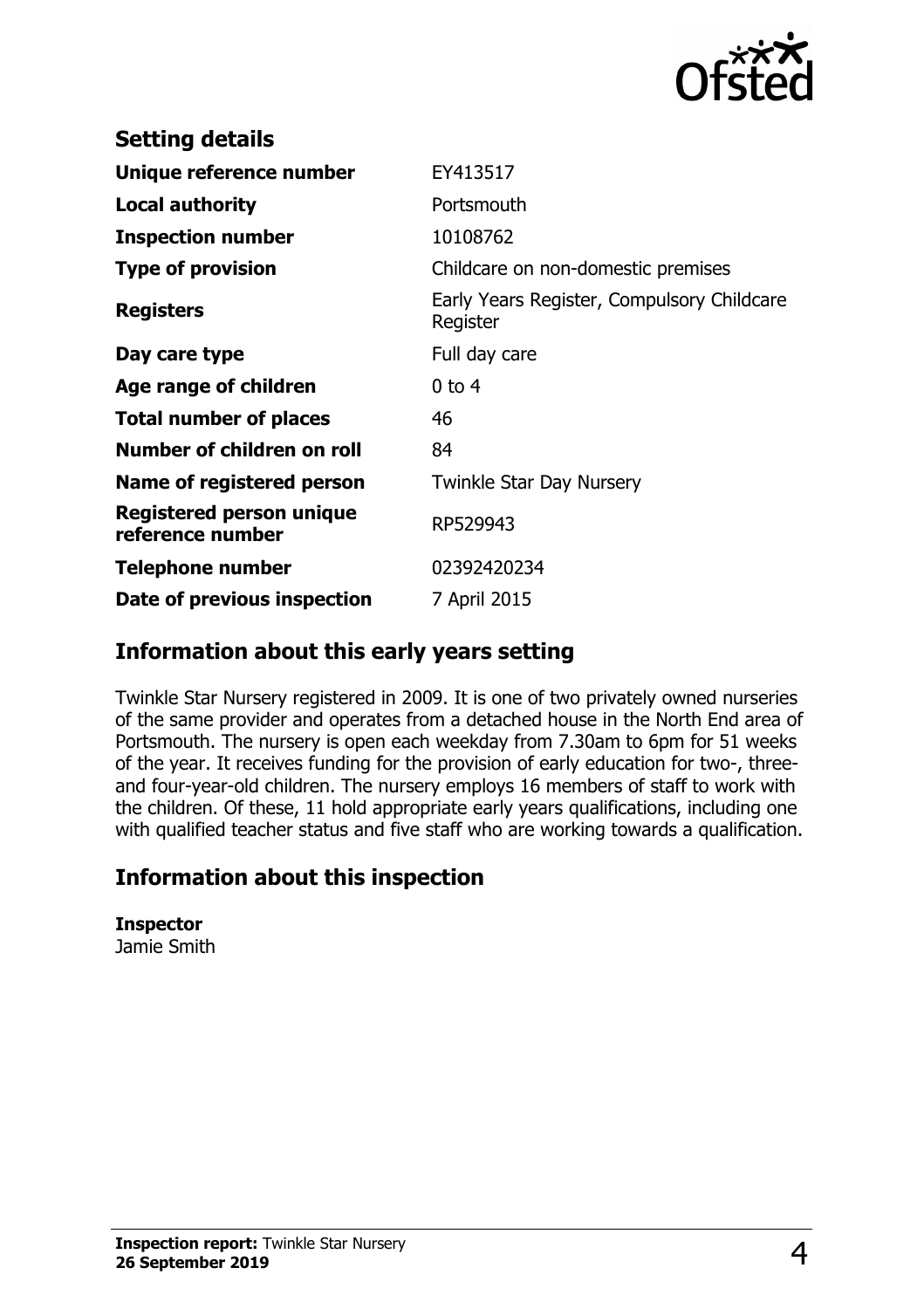## Setting details

| | |
|---|---|
| **Unique reference number** | EY413517 |
| **Local authority** | Portsmouth |
| **Inspection number** | 10108762 |
| **Type of provision** | Childcare on non-domestic premises |
| **Registers** | Early Years Register, Compulsory Childcare Register |
| **Day care type** | Full day care |
| **Age range of children** | 0 to 4 |
| **Total number of places** | 46 |
| **Number of children on roll** | 84 |
| **Name of registered person** | Twinkle Star Day Nursery |
| **Registered person unique reference number** | RP529943 |
| **Telephone number** | 02392420234 |
| **Date of previous inspection** | 7 April 2015 |

## Information about this early years setting

Twinkle Star Nursery registered in 2009. It is one of two privately owned nurseries of the same provider and operates from a detached house in the North End area of Portsmouth. The nursery is open each weekday from 7.30am to 6pm for 51 weeks of the year. It receives funding for the provision of early education for two-, three- and four-year-old children. The nursery employs 16 members of staff to work with the children. Of these, 11 hold appropriate early years qualifications, including one with qualified teacher status and five staff who are working towards a qualification.

## Information about this inspection

**Inspector**
Jamie Smith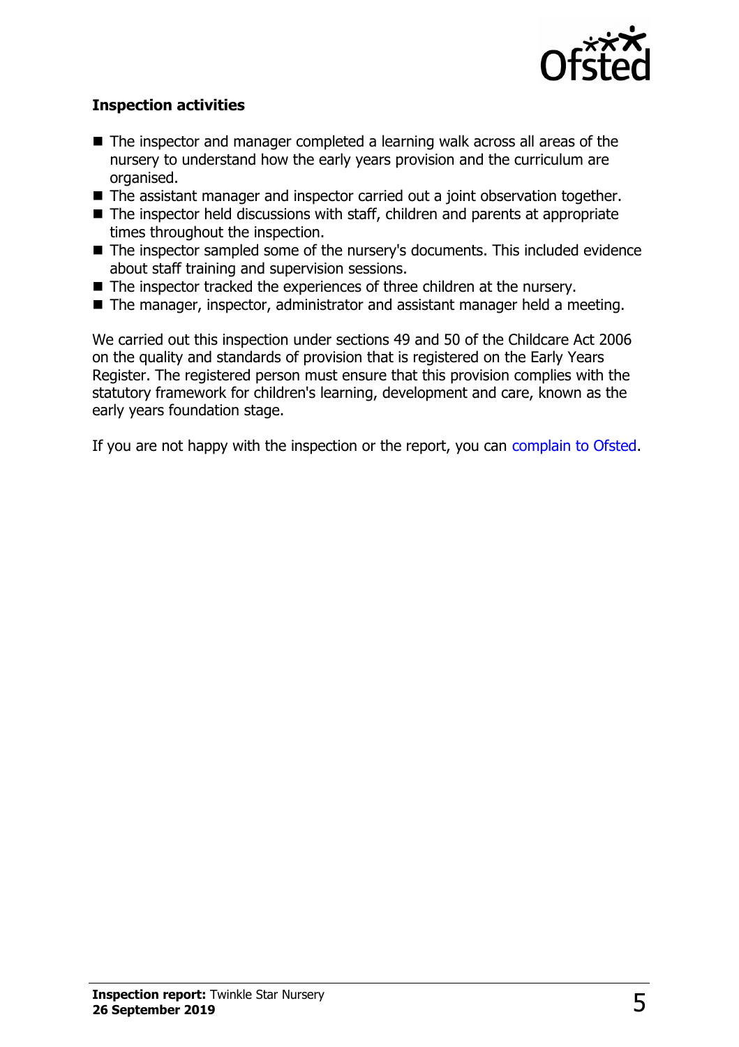### Inspection activities

- The inspector and manager completed a learning walk across all areas of the nursery to understand how the early years provision and the curriculum are organised.
- The assistant manager and inspector carried out a joint observation together.
- The inspector held discussions with staff, children and parents at appropriate times throughout the inspection.
- The inspector sampled some of the nursery's documents. This included evidence about staff training and supervision sessions.
- The inspector tracked the experiences of three children at the nursery.
- The manager, inspector, administrator and assistant manager held a meeting.

We carried out this inspection under sections 49 and 50 of the Childcare Act 2006 on the quality and standards of provision that is registered on the Early Years Register. The registered person must ensure that this provision complies with the statutory framework for children's learning, development and care, known as the early years foundation stage.

If you are not happy with the inspection or the report, you can complain to Ofsted.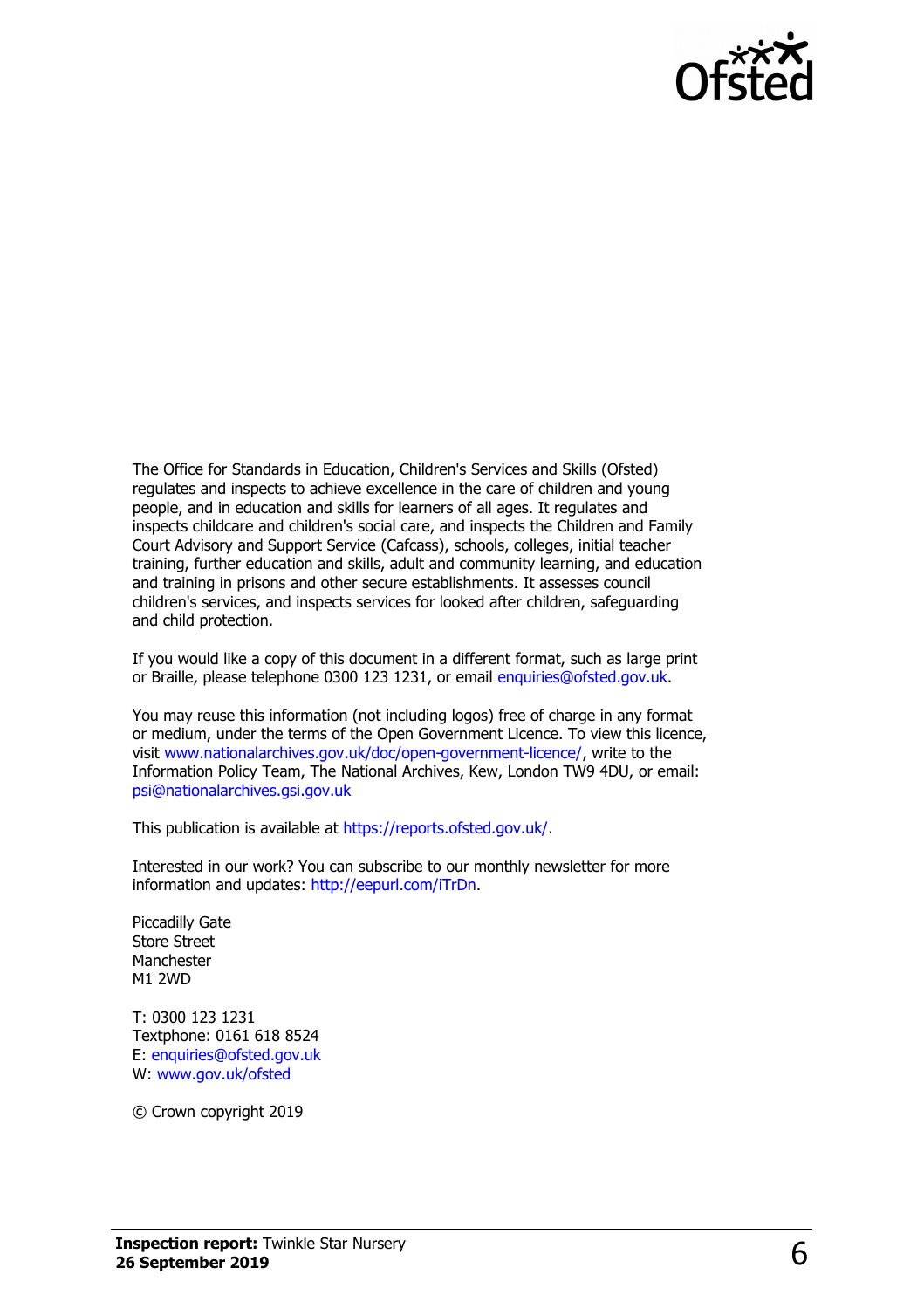The Office for Standards in Education, Children's Services and Skills (Ofsted) regulates and inspects to achieve excellence in the care of children and young people, and in education and skills for learners of all ages. It regulates and inspects childcare and children's social care, and inspects the Children and Family Court Advisory and Support Service (Cafcass), schools, colleges, initial teacher training, further education and skills, adult and community learning, and education and training in prisons and other secure establishments. It assesses council children's services, and inspects services for looked after children, safeguarding and child protection.

If you would like a copy of this document in a different format, such as large print or Braille, please telephone 0300 123 1231, or email enquiries@ofsted.gov.uk.

You may reuse this information (not including logos) free of charge in any format or medium, under the terms of the Open Government Licence. To view this licence, visit www.nationalarchives.gov.uk/doc/open-government-licence/, write to the Information Policy Team, The National Archives, Kew, London TW9 4DU, or email: psi@nationalarchives.gsi.gov.uk

This publication is available at https://reports.ofsted.gov.uk/.

Interested in our work? You can subscribe to our monthly newsletter for more information and updates: http://eepurl.com/iTrDn.

Piccadilly Gate
Store Street
Manchester
M1 2WD

T: 0300 123 1231
Textphone: 0161 618 8524
E: enquiries@ofsted.gov.uk
W: www.gov.uk/ofsted

© Crown copyright 2019